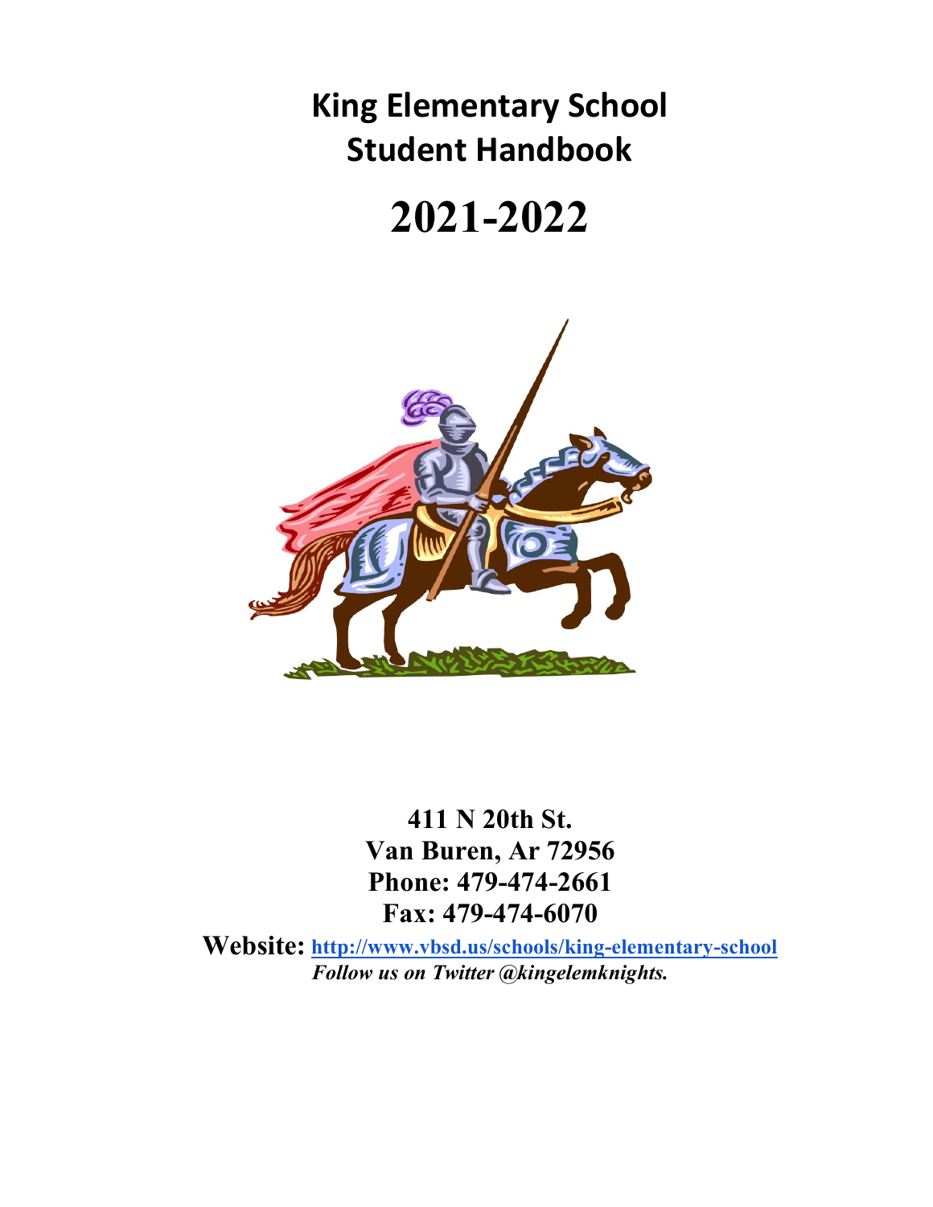# King Elementary School
# Student Handbook

# 2021-2022

**411 N 20th St.**
**Van Buren, Ar 72956**
**Phone: 479-474-2661**
**Fax: 479-474-6070**

**Website: http://www.vbsd.us/schools/king-elementary-school**
***Follow us on Twitter @kingelemknights.***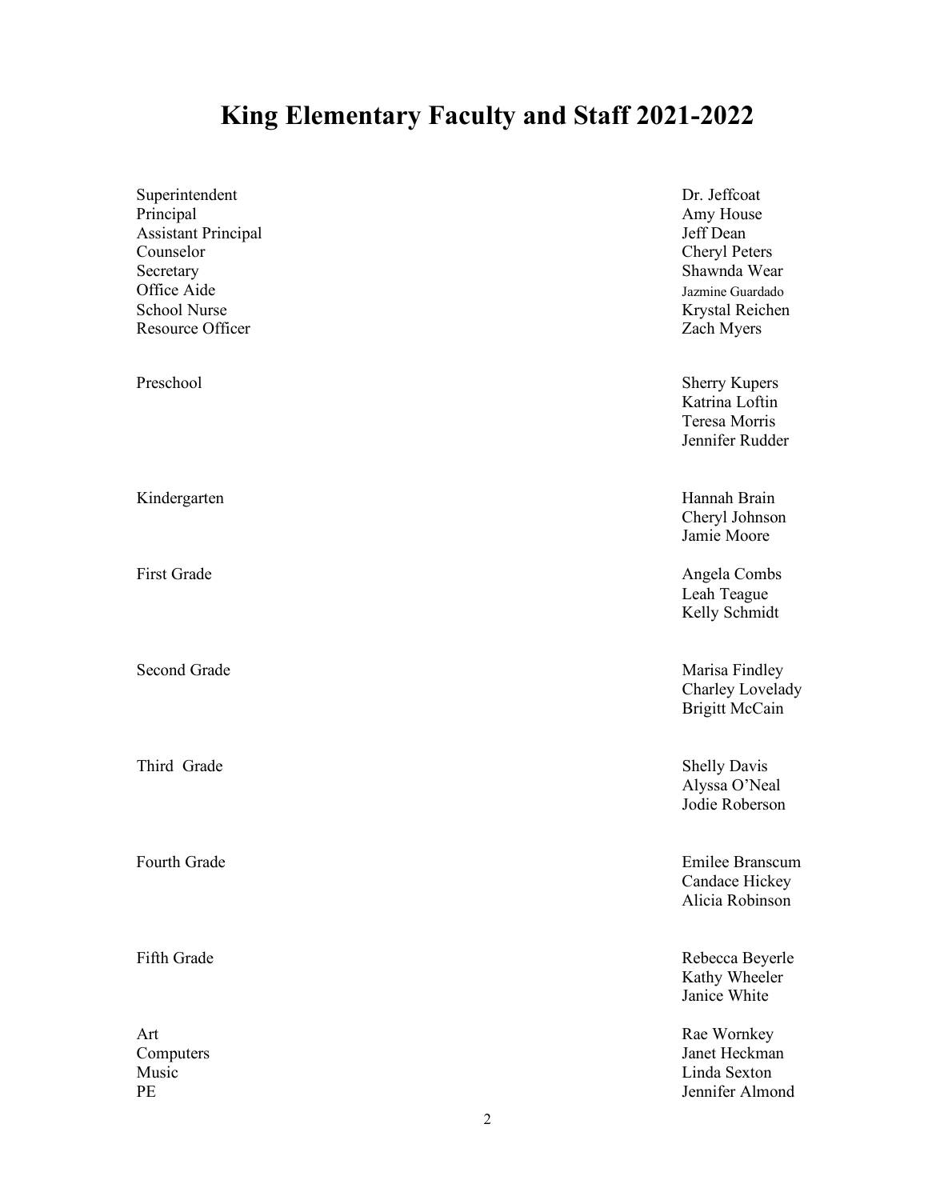# King Elementary Faculty and Staff 2021-2022

| Position | Name |
| --- | --- |
| Superintendent | Dr. Jeffcoat |
| Principal | Amy House |
| Assistant Principal | Jeff Dean |
| Counselor | Cheryl Peters |
| Secretary | Shawnda Wear |
| Office Aide | Jazmine Guardado |
| School Nurse | Krystal Reichen |
| Resource Officer | Zach Myers |
| Preschool | Sherry Kupers |
| | Katrina Loftin |
| | Teresa Morris |
| | Jennifer Rudder |
| Kindergarten | Hannah Brain |
| | Cheryl Johnson |
| | Jamie Moore |
| First Grade | Angela Combs |
| | Leah Teague |
| | Kelly Schmidt |
| Second Grade | Marisa Findley |
| | Charley Lovelady |
| | Brigitt McCain |
| Third Grade | Shelly Davis |
| | Alyssa O'Neal |
| | Jodie Roberson |
| Fourth Grade | Emilee Branscum |
| | Candace Hickey |
| | Alicia Robinson |
| Fifth Grade | Rebecca Beyerle |
| | Kathy Wheeler |
| | Janice White |
| Art | Rae Wornkey |
| Computers | Janet Heckman |
| Music | Linda Sexton |
| PE | Jennifer Almond |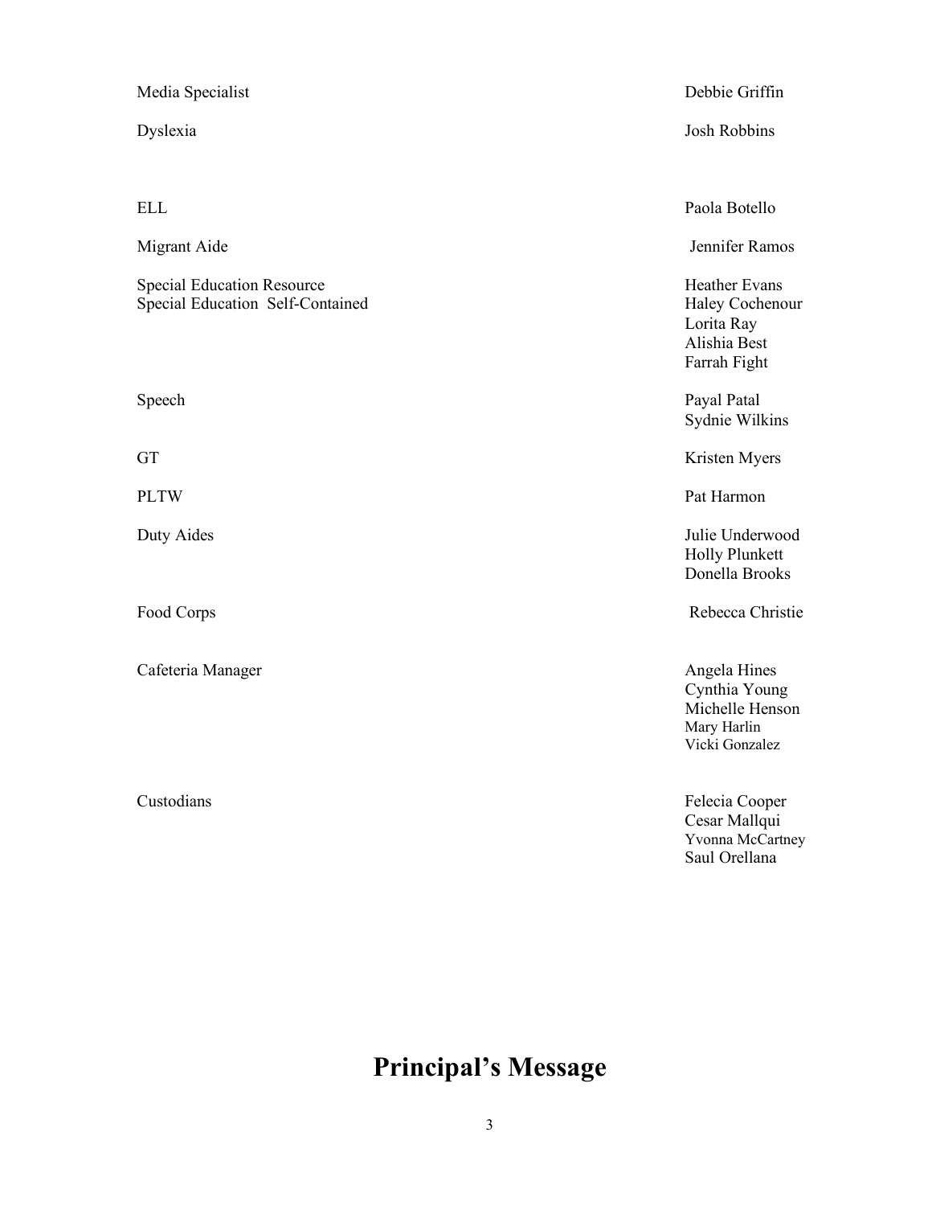| | |
|---|---|
| Media Specialist | Debbie Griffin |
| Dyslexia | Josh Robbins |
| ELL | Paola Botello |
| Migrant Aide | Jennifer Ramos |
| Special Education Resource | Heather Evans |
| Special Education Self-Contained | Haley Cochenour<br>Lorita Ray<br>Alishia Best<br>Farrah Fight |
| Speech | Payal Patal<br>Sydnie Wilkins |
| GT | Kristen Myers |
| PLTW | Pat Harmon |
| Duty Aides | Julie Underwood<br>Holly Plunkett<br>Donella Brooks |
| Food Corps | Rebecca Christie |
| Cafeteria Manager | Angela Hines<br>Cynthia Young<br>Michelle Henson<br>Mary Harlin<br>Vicki Gonzalez |
| Custodians | Felecia Cooper<br>Cesar Mallqui<br>Yvonna McCartney<br>Saul Orellana |

# Principal's Message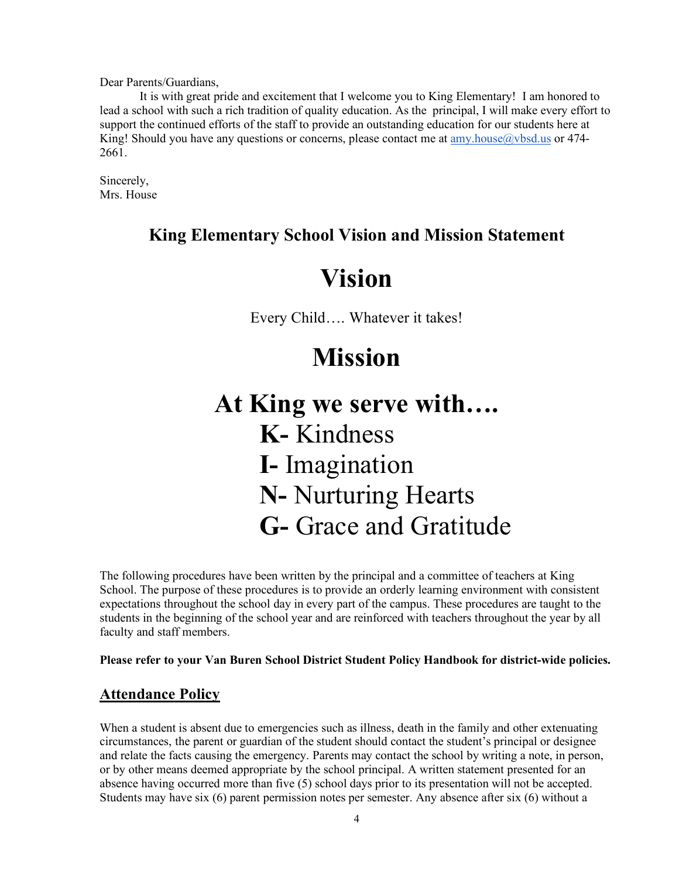Dear Parents/Guardians,

It is with great pride and excitement that I welcome you to King Elementary! I am honored to lead a school with such a rich tradition of quality education. As the principal, I will make every effort to support the continued efforts of the staff to provide an outstanding education for our students here at King! Should you have any questions or concerns, please contact me at amy.house@vbsd.us or 474-2661.

Sincerely,
Mrs. House

## King Elementary School Vision and Mission Statement

# Vision

Every Child…. Whatever it takes!

# Mission

# At King we serve with….

**K-** Kindness
**I-** Imagination
**N-** Nurturing Hearts
**G-** Grace and Gratitude

The following procedures have been written by the principal and a committee of teachers at King School. The purpose of these procedures is to provide an orderly learning environment with consistent expectations throughout the school day in every part of the campus. These procedures are taught to the students in the beginning of the school year and are reinforced with teachers throughout the year by all faculty and staff members.

**Please refer to your Van Buren School District Student Policy Handbook for district-wide policies.**

## Attendance Policy

When a student is absent due to emergencies such as illness, death in the family and other extenuating circumstances, the parent or guardian of the student should contact the student's principal or designee and relate the facts causing the emergency. Parents may contact the school by writing a note, in person, or by other means deemed appropriate by the school principal. A written statement presented for an absence having occurred more than five (5) school days prior to its presentation will not be accepted. Students may have six (6) parent permission notes per semester. Any absence after six (6) without a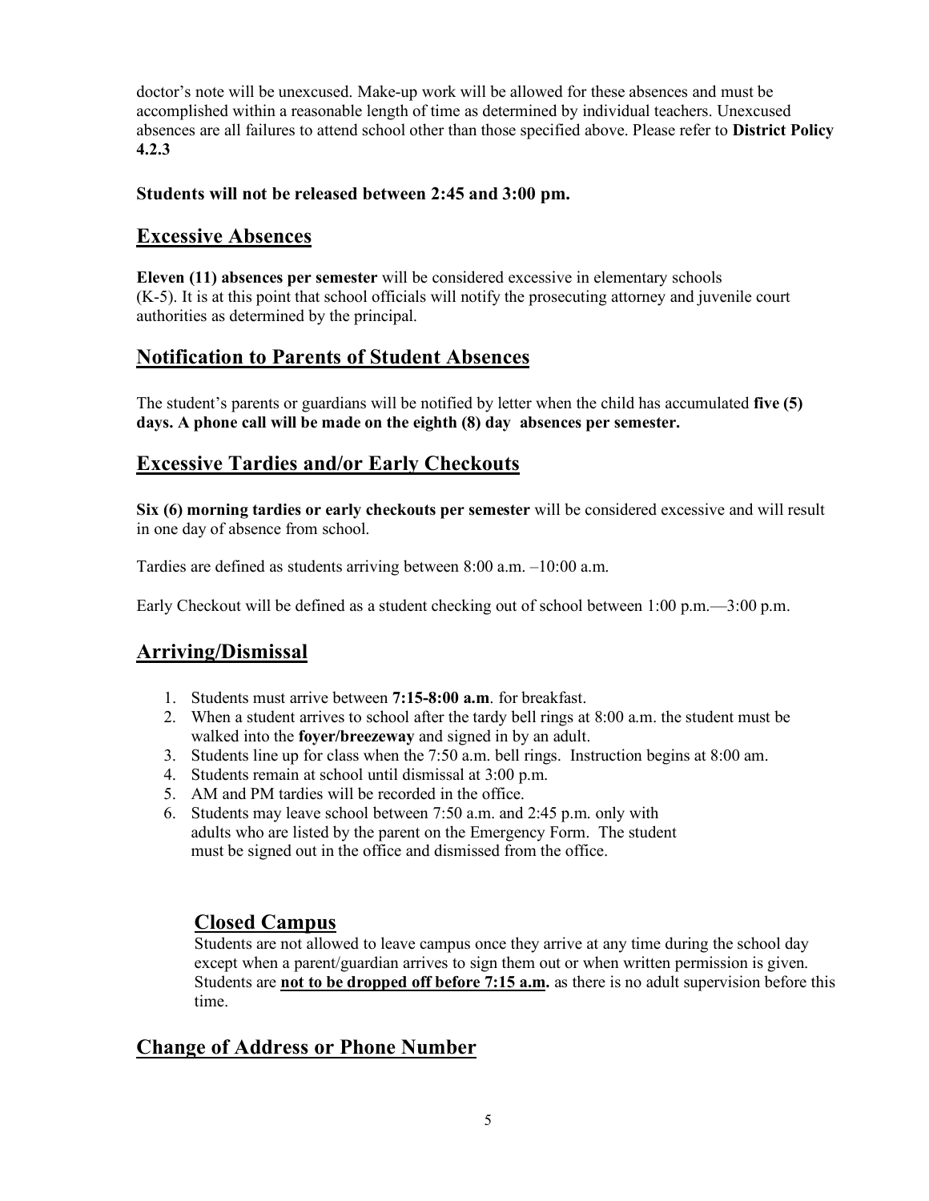doctor's note will be unexcused. Make-up work will be allowed for these absences and must be accomplished within a reasonable length of time as determined by individual teachers. Unexcused absences are all failures to attend school other than those specified above. Please refer to **District Policy 4.2.3**

**Students will not be released between 2:45 and 3:00 pm.**

## Excessive Absences

**Eleven (11) absences per semester** will be considered excessive in elementary schools (K-5). It is at this point that school officials will notify the prosecuting attorney and juvenile court authorities as determined by the principal.

## Notification to Parents of Student Absences

The student's parents or guardians will be notified by letter when the child has accumulated **five (5) days. A phone call will be made on the eighth (8) day absences per semester.**

## Excessive Tardies and/or Early Checkouts

**Six (6) morning tardies or early checkouts per semester** will be considered excessive and will result in one day of absence from school.

Tardies are defined as students arriving between 8:00 a.m. –10:00 a.m.

Early Checkout will be defined as a student checking out of school between 1:00 p.m.—3:00 p.m.

## Arriving/Dismissal

1. Students must arrive between **7:15-8:00 a.m**. for breakfast.
2. When a student arrives to school after the tardy bell rings at 8:00 a.m. the student must be walked into the **foyer/breezeway** and signed in by an adult.
3. Students line up for class when the 7:50 a.m. bell rings. Instruction begins at 8:00 am.
4. Students remain at school until dismissal at 3:00 p.m.
5. AM and PM tardies will be recorded in the office.
6. Students may leave school between 7:50 a.m. and 2:45 p.m. only with adults who are listed by the parent on the Emergency Form. The student must be signed out in the office and dismissed from the office.

## Closed Campus

Students are not allowed to leave campus once they arrive at any time during the school day except when a parent/guardian arrives to sign them out or when written permission is given. Students are **not to be dropped off before 7:15 a.m.** as there is no adult supervision before this time.

## Change of Address or Phone Number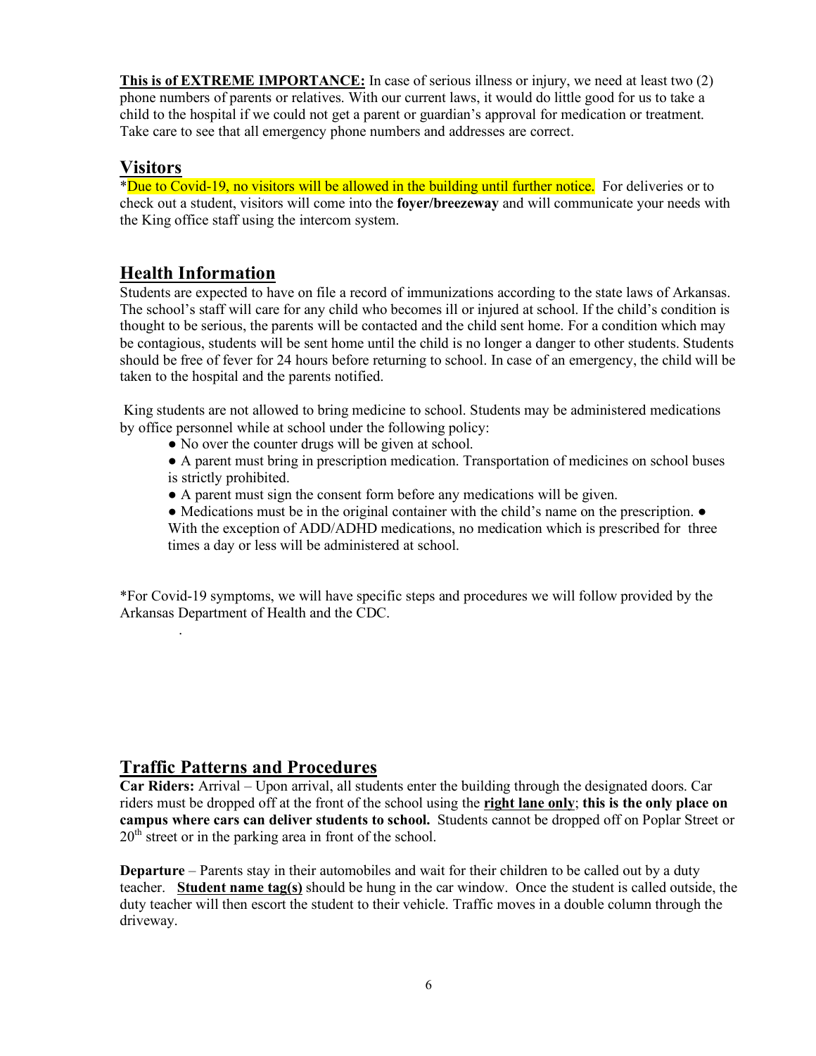**This is of EXTREME IMPORTANCE:** In case of serious illness or injury, we need at least two (2) phone numbers of parents or relatives. With our current laws, it would do little good for us to take a child to the hospital if we could not get a parent or guardian's approval for medication or treatment. Take care to see that all emergency phone numbers and addresses are correct.

## Visitors

*Due to Covid-19, no visitors will be allowed in the building until further notice. For deliveries or to check out a student, visitors will come into the **foyer/breezeway** and will communicate your needs with the King office staff using the intercom system.

## Health Information

Students are expected to have on file a record of immunizations according to the state laws of Arkansas. The school's staff will care for any child who becomes ill or injured at school. If the child's condition is thought to be serious, the parents will be contacted and the child sent home. For a condition which may be contagious, students will be sent home until the child is no longer a danger to other students. Students should be free of fever for 24 hours before returning to school. In case of an emergency, the child will be taken to the hospital and the parents notified.

King students are not allowed to bring medicine to school. Students may be administered medications by office personnel while at school under the following policy:

- No over the counter drugs will be given at school.
- A parent must bring in prescription medication. Transportation of medicines on school buses is strictly prohibited.
- A parent must sign the consent form before any medications will be given.
- Medications must be in the original container with the child's name on the prescription.
- With the exception of ADD/ADHD medications, no medication which is prescribed for three times a day or less will be administered at school.

*For Covid-19 symptoms, we will have specific steps and procedures we will follow provided by the Arkansas Department of Health and the CDC.

## Traffic Patterns and Procedures

**Car Riders:** Arrival – Upon arrival, all students enter the building through the designated doors. Car riders must be dropped off at the front of the school using the **right lane only**; **this is the only place on campus where cars can deliver students to school.** Students cannot be dropped off on Poplar Street or 20th street or in the parking area in front of the school.

**Departure** – Parents stay in their automobiles and wait for their children to be called out by a duty teacher. **Student name tag(s)** should be hung in the car window. Once the student is called outside, the duty teacher will then escort the student to their vehicle. Traffic moves in a double column through the driveway.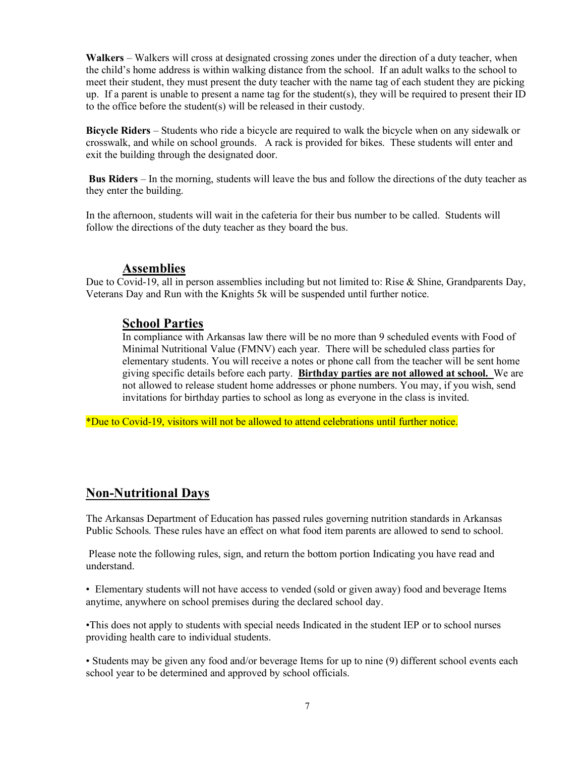**Walkers** – Walkers will cross at designated crossing zones under the direction of a duty teacher, when the child's home address is within walking distance from the school. If an adult walks to the school to meet their student, they must present the duty teacher with the name tag of each student they are picking up. If a parent is unable to present a name tag for the student(s), they will be required to present their ID to the office before the student(s) will be released in their custody.

**Bicycle Riders** – Students who ride a bicycle are required to walk the bicycle when on any sidewalk or crosswalk, and while on school grounds. A rack is provided for bikes. These students will enter and exit the building through the designated door.

**Bus Riders** – In the morning, students will leave the bus and follow the directions of the duty teacher as they enter the building.

In the afternoon, students will wait in the cafeteria for their bus number to be called. Students will follow the directions of the duty teacher as they board the bus.

## Assemblies

Due to Covid-19, all in person assemblies including but not limited to: Rise & Shine, Grandparents Day, Veterans Day and Run with the Knights 5k will be suspended until further notice.

## School Parties

In compliance with Arkansas law there will be no more than 9 scheduled events with Food of Minimal Nutritional Value (FMNV) each year. There will be scheduled class parties for elementary students. You will receive a notes or phone call from the teacher will be sent home giving specific details before each party. **Birthday parties are not allowed at school.** We are not allowed to release student home addresses or phone numbers. You may, if you wish, send invitations for birthday parties to school as long as everyone in the class is invited.

*Due to Covid-19, visitors will not be allowed to attend celebrations until further notice.

## Non-Nutritional Days

The Arkansas Department of Education has passed rules governing nutrition standards in Arkansas Public Schools. These rules have an effect on what food item parents are allowed to send to school.

Please note the following rules, sign, and return the bottom portion Indicating you have read and understand.

- Elementary students will not have access to vended (sold or given away) food and beverage Items anytime, anywhere on school premises during the declared school day.
- This does not apply to students with special needs Indicated in the student IEP or to school nurses providing health care to individual students.
- Students may be given any food and/or beverage Items for up to nine (9) different school events each school year to be determined and approved by school officials.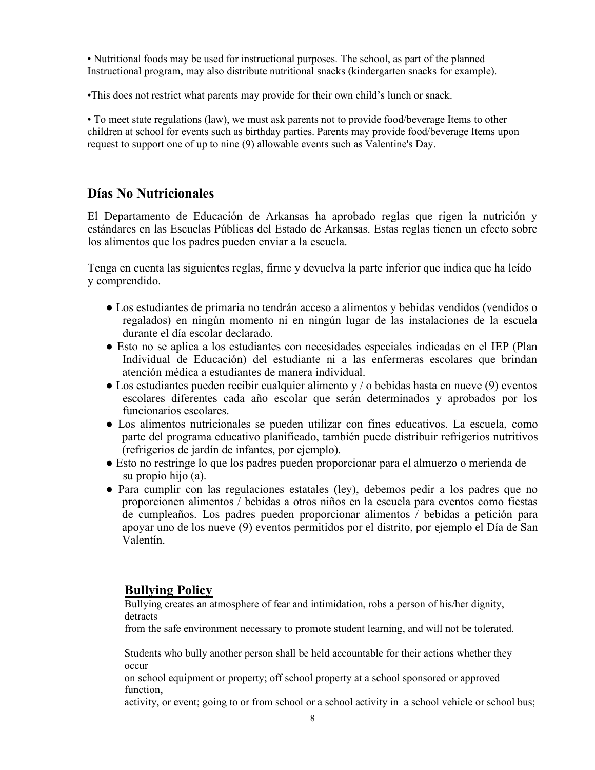- Nutritional foods may be used for instructional purposes. The school, as part of the planned Instructional program, may also distribute nutritional snacks (kindergarten snacks for example).

- This does not restrict what parents may provide for their own child's lunch or snack.

- To meet state regulations (law), we must ask parents not to provide food/beverage Items to other children at school for events such as birthday parties. Parents may provide food/beverage Items upon request to support one of up to nine (9) allowable events such as Valentine's Day.

## Días No Nutricionales

El Departamento de Educación de Arkansas ha aprobado reglas que rigen la nutrición y estándares en las Escuelas Públicas del Estado de Arkansas. Estas reglas tienen un efecto sobre los alimentos que los padres pueden enviar a la escuela.

Tenga en cuenta las siguientes reglas, firme y devuelva la parte inferior que indica que ha leído y comprendido.

- Los estudiantes de primaria no tendrán acceso a alimentos y bebidas vendidos (vendidos o regalados) en ningún momento ni en ningún lugar de las instalaciones de la escuela durante el día escolar declarado.
- Esto no se aplica a los estudiantes con necesidades especiales indicadas en el IEP (Plan Individual de Educación) del estudiante ni a las enfermeras escolares que brindan atención médica a estudiantes de manera individual.
- Los estudiantes pueden recibir cualquier alimento y / o bebidas hasta en nueve (9) eventos escolares diferentes cada año escolar que serán determinados y aprobados por los funcionarios escolares.
- Los alimentos nutricionales se pueden utilizar con fines educativos. La escuela, como parte del programa educativo planificado, también puede distribuir refrigerios nutritivos (refrigerios de jardín de infantes, por ejemplo).
- Esto no restringe lo que los padres pueden proporcionar para el almuerzo o merienda de su propio hijo (a).
- Para cumplir con las regulaciones estatales (ley), debemos pedir a los padres que no proporcionen alimentos / bebidas a otros niños en la escuela para eventos como fiestas de cumpleaños. Los padres pueden proporcionar alimentos / bebidas a petición para apoyar uno de los nueve (9) eventos permitidos por el distrito, por ejemplo el Día de San Valentín.

## Bullying Policy

Bullying creates an atmosphere of fear and intimidation, robs a person of his/her dignity, detracts from the safe environment necessary to promote student learning, and will not be tolerated.

Students who bully another person shall be held accountable for their actions whether they occur on school equipment or property; off school property at a school sponsored or approved function, activity, or event; going to or from school or a school activity in a school vehicle or school bus;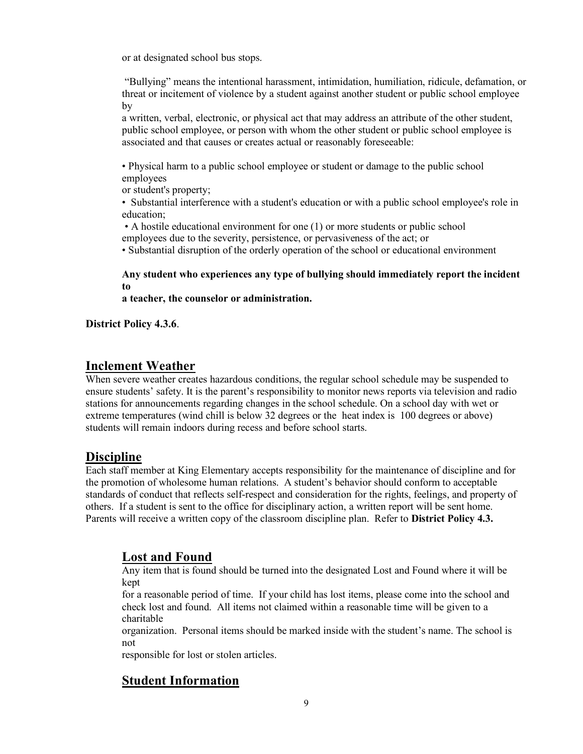or at designated school bus stops.

"Bullying" means the intentional harassment, intimidation, humiliation, ridicule, defamation, or threat or incitement of violence by a student against another student or public school employee by a written, verbal, electronic, or physical act that may address an attribute of the other student, public school employee, or person with whom the other student or public school employee is associated and that causes or creates actual or reasonably foreseeable:

• Physical harm to a public school employee or student or damage to the public school employees or student's property;
• Substantial interference with a student's education or with a public school employee's role in education;
• A hostile educational environment for one (1) or more students or public school employees due to the severity, persistence, or pervasiveness of the act; or
• Substantial disruption of the orderly operation of the school or educational environment

**Any student who experiences any type of bullying should immediately report the incident to a teacher, the counselor or administration.**

**District Policy 4.3.6**.

## Inclement Weather

When severe weather creates hazardous conditions, the regular school schedule may be suspended to ensure students' safety. It is the parent's responsibility to monitor news reports via television and radio stations for announcements regarding changes in the school schedule. On a school day with wet or extreme temperatures (wind chill is below 32 degrees or the heat index is 100 degrees or above) students will remain indoors during recess and before school starts.

## Discipline

Each staff member at King Elementary accepts responsibility for the maintenance of discipline and for the promotion of wholesome human relations. A student's behavior should conform to acceptable standards of conduct that reflects self-respect and consideration for the rights, feelings, and property of others. If a student is sent to the office for disciplinary action, a written report will be sent home. Parents will receive a written copy of the classroom discipline plan. Refer to **District Policy 4.3.**

## Lost and Found

Any item that is found should be turned into the designated Lost and Found where it will be kept for a reasonable period of time. If your child has lost items, please come into the school and check lost and found. All items not claimed within a reasonable time will be given to a charitable organization. Personal items should be marked inside with the student's name. The school is not responsible for lost or stolen articles.

## Student Information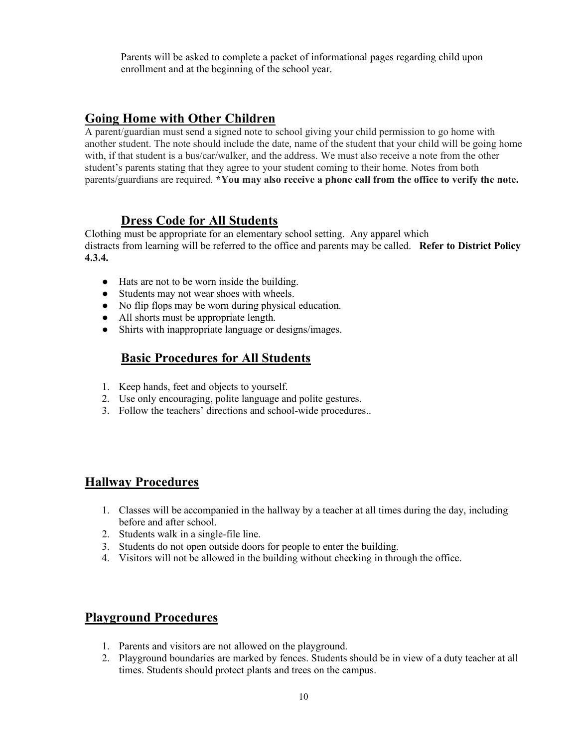Parents will be asked to complete a packet of informational pages regarding child upon enrollment and at the beginning of the school year.

## Going Home with Other Children

A parent/guardian must send a signed note to school giving your child permission to go home with another student. The note should include the date, name of the student that your child will be going home with, if that student is a bus/car/walker, and the address. We must also receive a note from the other student's parents stating that they agree to your student coming to their home. Notes from both parents/guardians are required. ***You may also receive a phone call from the office to verify the note.**

## Dress Code for All Students

Clothing must be appropriate for an elementary school setting. Any apparel which distracts from learning will be referred to the office and parents may be called. **Refer to District Policy 4.3.4.**

- Hats are not to be worn inside the building.
- Students may not wear shoes with wheels.
- No flip flops may be worn during physical education.
- All shorts must be appropriate length.
- Shirts with inappropriate language or designs/images.

## Basic Procedures for All Students

1. Keep hands, feet and objects to yourself.
2. Use only encouraging, polite language and polite gestures.
3. Follow the teachers' directions and school-wide procedures..

## Hallway Procedures

1. Classes will be accompanied in the hallway by a teacher at all times during the day, including before and after school.
2. Students walk in a single-file line.
3. Students do not open outside doors for people to enter the building.
4. Visitors will not be allowed in the building without checking in through the office.

## Playground Procedures

1. Parents and visitors are not allowed on the playground.
2. Playground boundaries are marked by fences. Students should be in view of a duty teacher at all times. Students should protect plants and trees on the campus.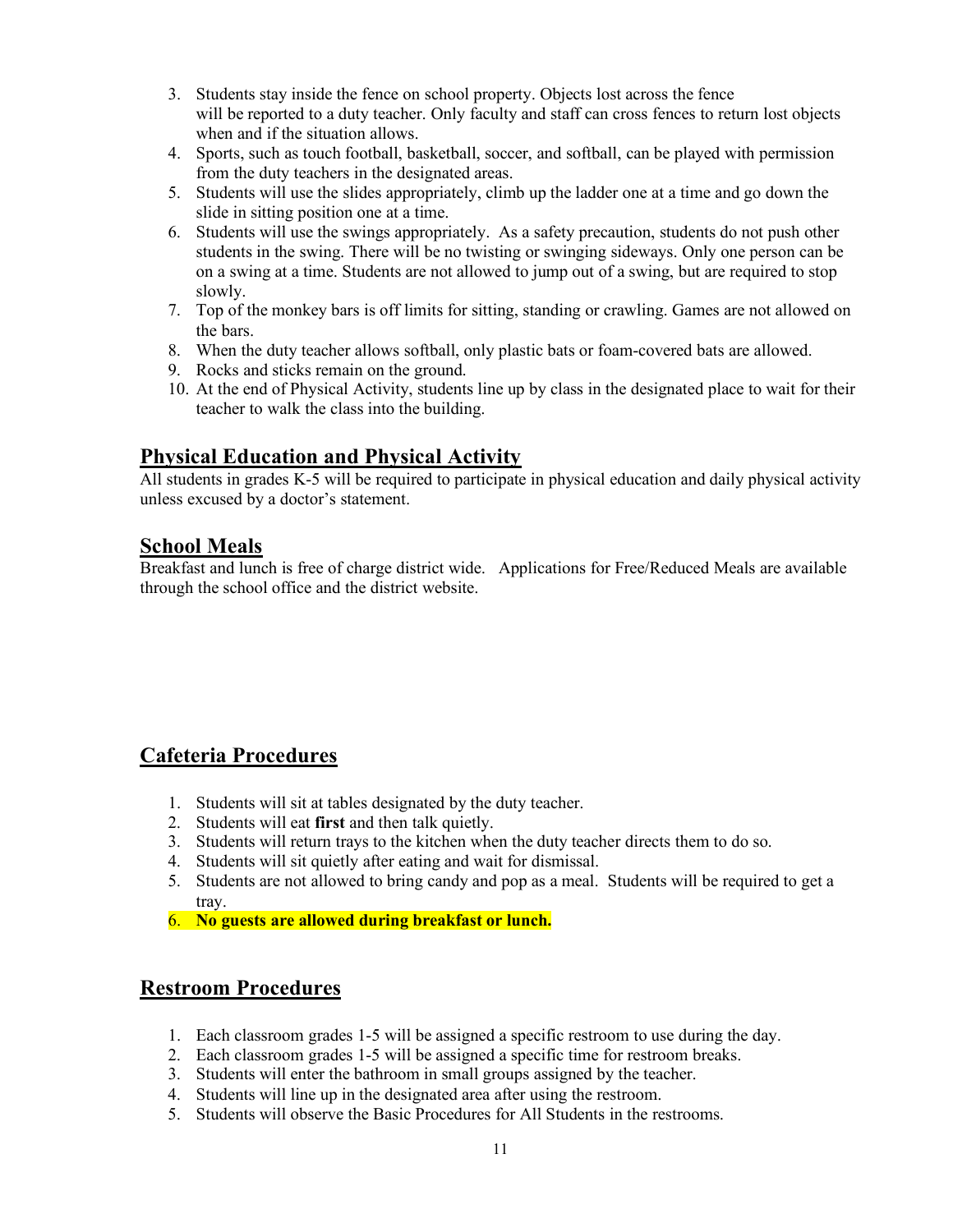3. Students stay inside the fence on school property. Objects lost across the fence will be reported to a duty teacher. Only faculty and staff can cross fences to return lost objects when and if the situation allows.
4. Sports, such as touch football, basketball, soccer, and softball, can be played with permission from the duty teachers in the designated areas.
5. Students will use the slides appropriately, climb up the ladder one at a time and go down the slide in sitting position one at a time.
6. Students will use the swings appropriately. As a safety precaution, students do not push other students in the swing. There will be no twisting or swinging sideways. Only one person can be on a swing at a time. Students are not allowed to jump out of a swing, but are required to stop slowly.
7. Top of the monkey bars is off limits for sitting, standing or crawling. Games are not allowed on the bars.
8. When the duty teacher allows softball, only plastic bats or foam-covered bats are allowed.
9. Rocks and sticks remain on the ground.
10. At the end of Physical Activity, students line up by class in the designated place to wait for their teacher to walk the class into the building.

## Physical Education and Physical Activity

All students in grades K-5 will be required to participate in physical education and daily physical activity unless excused by a doctor's statement.

## School Meals

Breakfast and lunch is free of charge district wide. Applications for Free/Reduced Meals are available through the school office and the district website.

## Cafeteria Procedures

1. Students will sit at tables designated by the duty teacher.
2. Students will eat **first** and then talk quietly.
3. Students will return trays to the kitchen when the duty teacher directs them to do so.
4. Students will sit quietly after eating and wait for dismissal.
5. Students are not allowed to bring candy and pop as a meal. Students will be required to get a tray.
6. **No guests are allowed during breakfast or lunch.**

## Restroom Procedures

1. Each classroom grades 1-5 will be assigned a specific restroom to use during the day.
2. Each classroom grades 1-5 will be assigned a specific time for restroom breaks.
3. Students will enter the bathroom in small groups assigned by the teacher.
4. Students will line up in the designated area after using the restroom.
5. Students will observe the Basic Procedures for All Students in the restrooms.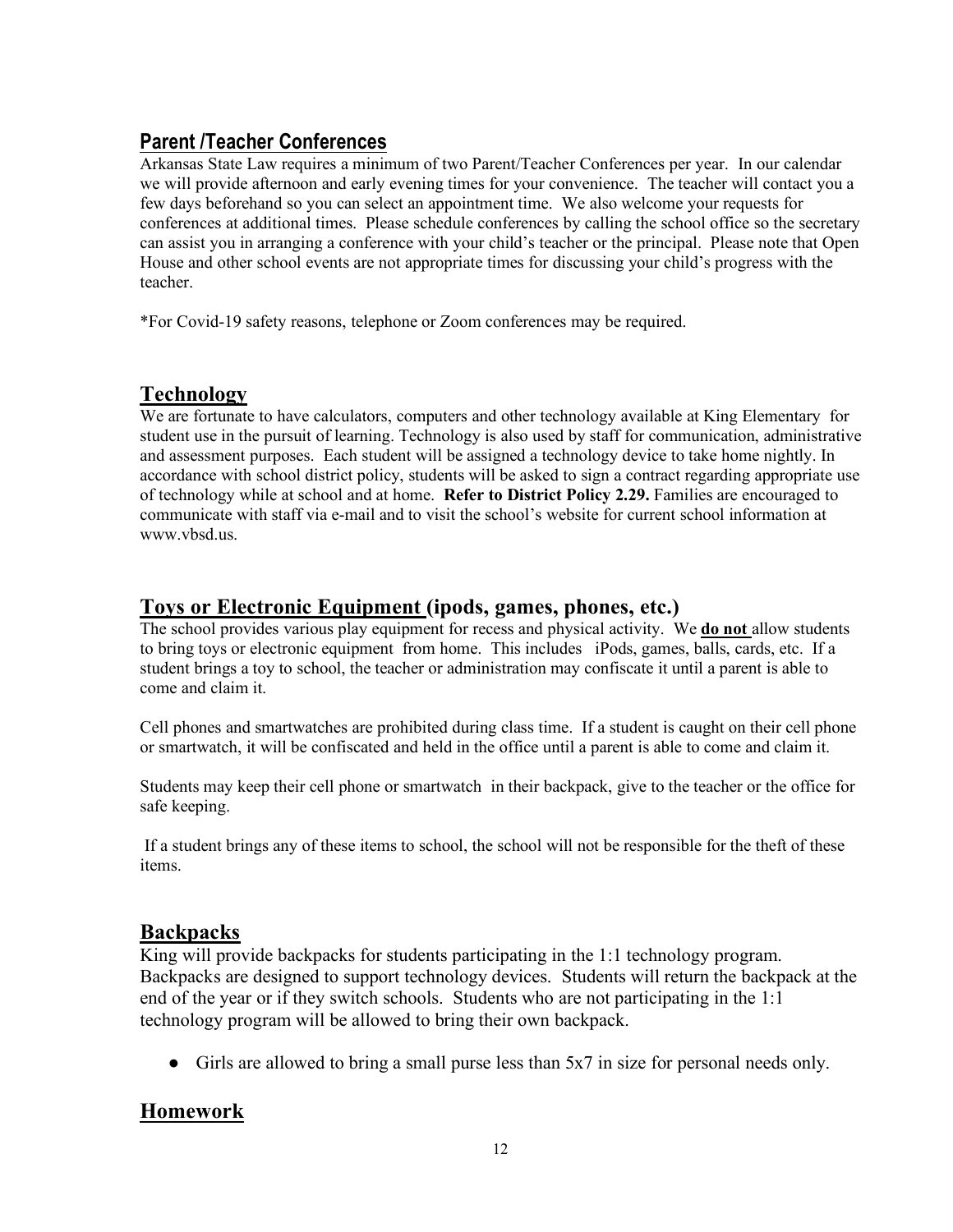## Parent /Teacher Conferences

Arkansas State Law requires a minimum of two Parent/Teacher Conferences per year. In our calendar we will provide afternoon and early evening times for your convenience. The teacher will contact you a few days beforehand so you can select an appointment time. We also welcome your requests for conferences at additional times. Please schedule conferences by calling the school office so the secretary can assist you in arranging a conference with your child's teacher or the principal. Please note that Open House and other school events are not appropriate times for discussing your child's progress with the teacher.

*For Covid-19 safety reasons, telephone or Zoom conferences may be required.

## Technology

We are fortunate to have calculators, computers and other technology available at King Elementary for student use in the pursuit of learning. Technology is also used by staff for communication, administrative and assessment purposes. Each student will be assigned a technology device to take home nightly. In accordance with school district policy, students will be asked to sign a contract regarding appropriate use of technology while at school and at home. **Refer to District Policy 2.29.** Families are encouraged to communicate with staff via e-mail and to visit the school's website for current school information at www.vbsd.us.

## Toys or Electronic Equipment (ipods, games, phones, etc.)

The school provides various play equipment for recess and physical activity. We **do not** allow students to bring toys or electronic equipment from home. This includes iPods, games, balls, cards, etc. If a student brings a toy to school, the teacher or administration may confiscate it until a parent is able to come and claim it.

Cell phones and smartwatches are prohibited during class time. If a student is caught on their cell phone or smartwatch, it will be confiscated and held in the office until a parent is able to come and claim it.

Students may keep their cell phone or smartwatch in their backpack, give to the teacher or the office for safe keeping.

If a student brings any of these items to school, the school will not be responsible for the theft of these items.

## Backpacks

King will provide backpacks for students participating in the 1:1 technology program. Backpacks are designed to support technology devices. Students will return the backpack at the end of the year or if they switch schools. Students who are not participating in the 1:1 technology program will be allowed to bring their own backpack.

- Girls are allowed to bring a small purse less than 5x7 in size for personal needs only.

## Homework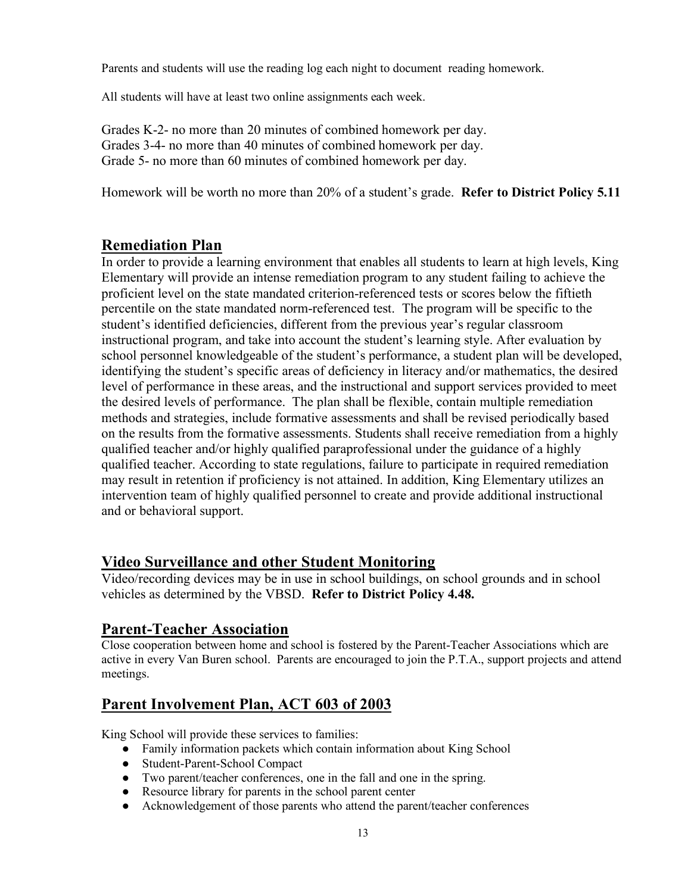Parents and students will use the reading log each night to document reading homework.

All students will have at least two online assignments each week.

Grades K-2- no more than 20 minutes of combined homework per day.
Grades 3-4- no more than 40 minutes of combined homework per day.
Grade 5- no more than 60 minutes of combined homework per day.

Homework will be worth no more than 20% of a student's grade. **Refer to District Policy 5.11**

## Remediation Plan

In order to provide a learning environment that enables all students to learn at high levels, King Elementary will provide an intense remediation program to any student failing to achieve the proficient level on the state mandated criterion-referenced tests or scores below the fiftieth percentile on the state mandated norm-referenced test. The program will be specific to the student's identified deficiencies, different from the previous year's regular classroom instructional program, and take into account the student's learning style. After evaluation by school personnel knowledgeable of the student's performance, a student plan will be developed, identifying the student's specific areas of deficiency in literacy and/or mathematics, the desired level of performance in these areas, and the instructional and support services provided to meet the desired levels of performance. The plan shall be flexible, contain multiple remediation methods and strategies, include formative assessments and shall be revised periodically based on the results from the formative assessments. Students shall receive remediation from a highly qualified teacher and/or highly qualified paraprofessional under the guidance of a highly qualified teacher. According to state regulations, failure to participate in required remediation may result in retention if proficiency is not attained. In addition, King Elementary utilizes an intervention team of highly qualified personnel to create and provide additional instructional and or behavioral support.

## Video Surveillance and other Student Monitoring

Video/recording devices may be in use in school buildings, on school grounds and in school vehicles as determined by the VBSD. **Refer to District Policy 4.48.**

## Parent-Teacher Association

Close cooperation between home and school is fostered by the Parent-Teacher Associations which are active in every Van Buren school. Parents are encouraged to join the P.T.A., support projects and attend meetings.

## Parent Involvement Plan, ACT 603 of 2003

King School will provide these services to families:

- Family information packets which contain information about King School
- Student-Parent-School Compact
- Two parent/teacher conferences, one in the fall and one in the spring.
- Resource library for parents in the school parent center
- Acknowledgement of those parents who attend the parent/teacher conferences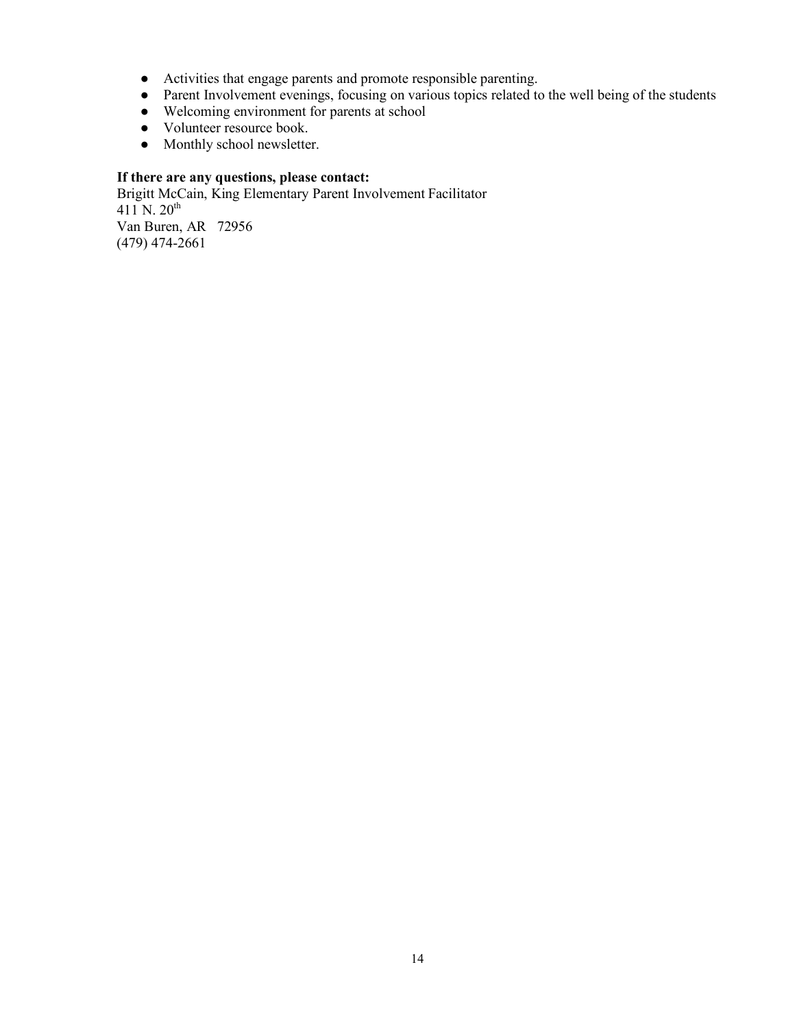- Activities that engage parents and promote responsible parenting.
- Parent Involvement evenings, focusing on various topics related to the well being of the students
- Welcoming environment for parents at school
- Volunteer resource book.
- Monthly school newsletter.

**If there are any questions, please contact:**
Brigitt McCain, King Elementary Parent Involvement Facilitator
411 N. 20th
Van Buren, AR 72956
(479) 474-2661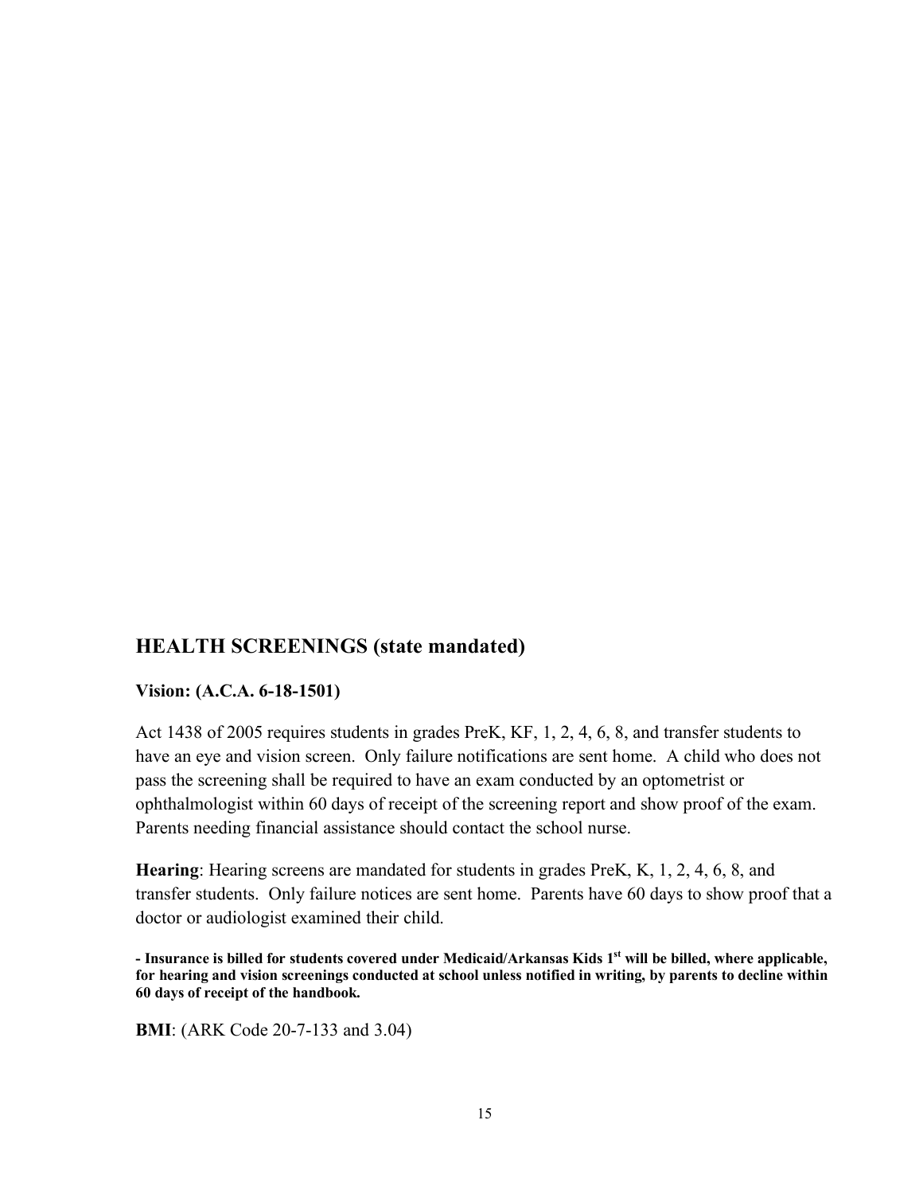## HEALTH SCREENINGS (state mandated)

**Vision: (A.C.A. 6-18-1501)**

Act 1438 of 2005 requires students in grades PreK, KF, 1, 2, 4, 6, 8, and transfer students to have an eye and vision screen. Only failure notifications are sent home. A child who does not pass the screening shall be required to have an exam conducted by an optometrist or ophthalmologist within 60 days of receipt of the screening report and show proof of the exam. Parents needing financial assistance should contact the school nurse.

**Hearing**: Hearing screens are mandated for students in grades PreK, K, 1, 2, 4, 6, 8, and transfer students. Only failure notices are sent home. Parents have 60 days to show proof that a doctor or audiologist examined their child.

**- Insurance is billed for students covered under Medicaid/Arkansas Kids 1st will be billed, where applicable, for hearing and vision screenings conducted at school unless notified in writing, by parents to decline within 60 days of receipt of the handbook.**

**BMI**: (ARK Code 20-7-133 and 3.04)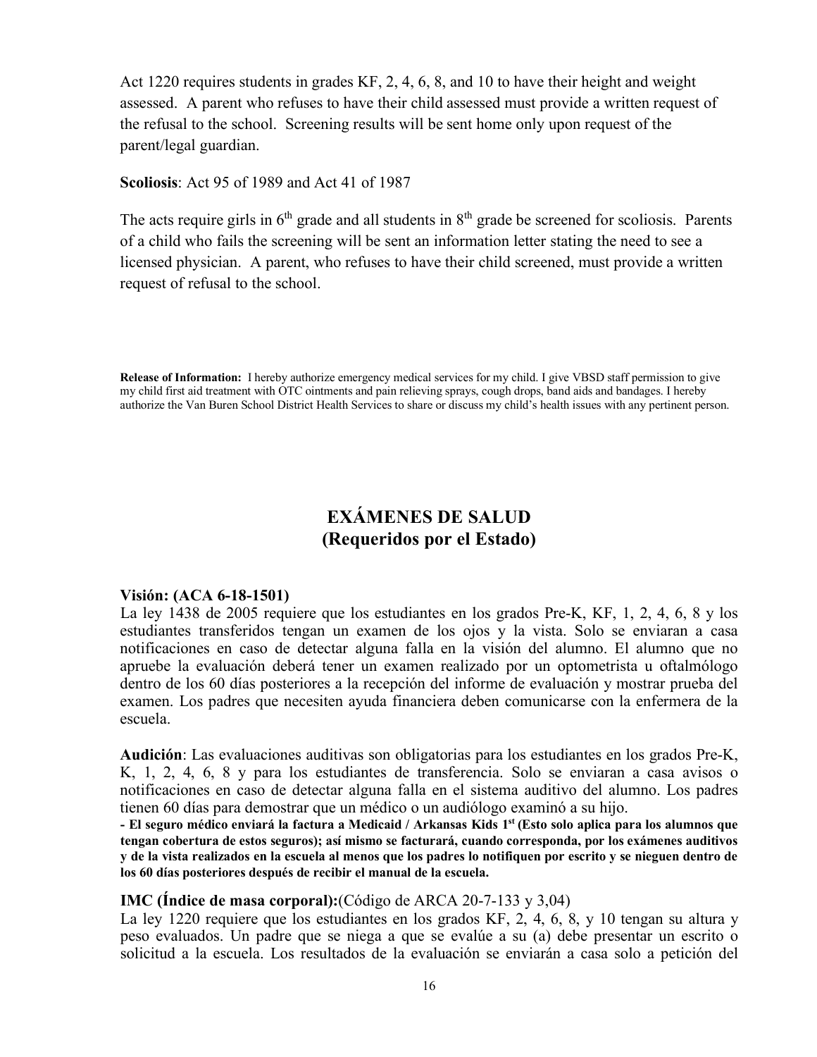Act 1220 requires students in grades KF, 2, 4, 6, 8, and 10 to have their height and weight assessed. A parent who refuses to have their child assessed must provide a written request of the refusal to the school. Screening results will be sent home only upon request of the parent/legal guardian.

**Scoliosis**: Act 95 of 1989 and Act 41 of 1987

The acts require girls in 6th grade and all students in 8th grade be screened for scoliosis. Parents of a child who fails the screening will be sent an information letter stating the need to see a licensed physician. A parent, who refuses to have their child screened, must provide a written request of refusal to the school.

**Release of Information:** I hereby authorize emergency medical services for my child. I give VBSD staff permission to give my child first aid treatment with OTC ointments and pain relieving sprays, cough drops, band aids and bandages. I hereby authorize the Van Buren School District Health Services to share or discuss my child's health issues with any pertinent person.

## EXÁMENES DE SALUD
## (Requeridos por el Estado)

**Visión: (ACA 6-18-1501)**
La ley 1438 de 2005 requiere que los estudiantes en los grados Pre-K, KF, 1, 2, 4, 6, 8 y los estudiantes transferidos tengan un examen de los ojos y la vista. Solo se enviaran a casa notificaciones en caso de detectar alguna falla en la visión del alumno. El alumno que no apruebe la evaluación deberá tener un examen realizado por un optometrista u oftalmólogo dentro de los 60 días posteriores a la recepción del informe de evaluación y mostrar prueba del examen. Los padres que necesiten ayuda financiera deben comunicarse con la enfermera de la escuela.

**Audición**: Las evaluaciones auditivas son obligatorias para los estudiantes en los grados Pre-K, K, 1, 2, 4, 6, 8 y para los estudiantes de transferencia. Solo se enviaran a casa avisos o notificaciones en caso de detectar alguna falla en el sistema auditivo del alumno. Los padres tienen 60 días para demostrar que un médico o un audiólogo examinó a su hijo.
**- El seguro médico enviará la factura a Medicaid / Arkansas Kids 1st (Esto solo aplica para los alumnos que tengan cobertura de estos seguros); así mismo se facturará, cuando corresponda, por los exámenes auditivos y de la vista realizados en la escuela al menos que los padres lo notifiquen por escrito y se nieguen dentro de los 60 días posteriores después de recibir el manual de la escuela.**

**IMC (Índice de masa corporal):**(Código de ARCA 20-7-133 y 3,04)
La ley 1220 requiere que los estudiantes en los grados KF, 2, 4, 6, 8, y 10 tengan su altura y peso evaluados. Un padre que se niega a que se evalúe a su (a) debe presentar un escrito o solicitud a la escuela. Los resultados de la evaluación se enviarán a casa solo a petición del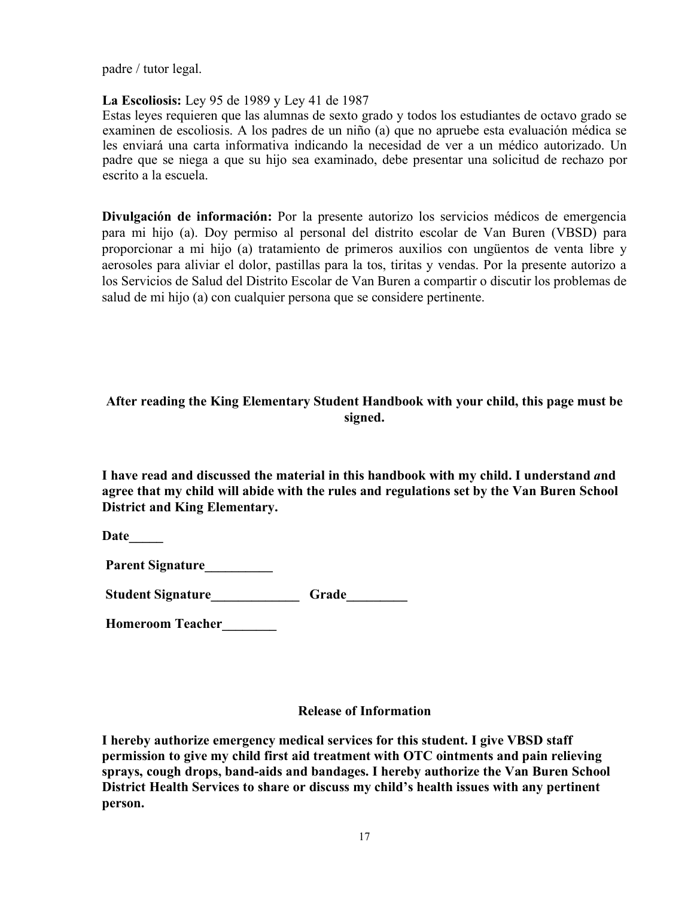padre / tutor legal.

**La Escoliosis:** Ley 95 de 1989 y Ley 41 de 1987
Estas leyes requieren que las alumnas de sexto grado y todos los estudiantes de octavo grado se examinen de escoliosis. A los padres de un niño (a) que no apruebe esta evaluación médica se les enviará una carta informativa indicando la necesidad de ver a un médico autorizado. Un padre que se niega a que su hijo sea examinado, debe presentar una solicitud de rechazo por escrito a la escuela.

**Divulgación de información:** Por la presente autorizo los servicios médicos de emergencia para mi hijo (a). Doy permiso al personal del distrito escolar de Van Buren (VBSD) para proporcionar a mi hijo (a) tratamiento de primeros auxilios con ungüentos de venta libre y aerosoles para aliviar el dolor, pastillas para la tos, tiritas y vendas. Por la presente autorizo a los Servicios de Salud del Distrito Escolar de Van Buren a compartir o discutir los problemas de salud de mi hijo (a) con cualquier persona que se considere pertinente.

**After reading the King Elementary Student Handbook with your child, this page must be signed.**

**I have read and discussed the material in this handbook with my child. I understand *a*nd agree that my child will abide with the rules and regulations set by the Van Buren School District and King Elementary.**

**Date_____**

**Parent Signature__________**

**Student Signature_____________ Grade_________**

**Homeroom Teacher________**

**Release of Information**

**I hereby authorize emergency medical services for this student. I give VBSD staff permission to give my child first aid treatment with OTC ointments and pain relieving sprays, cough drops, band-aids and bandages. I hereby authorize the Van Buren School District Health Services to share or discuss my child's health issues with any pertinent person.**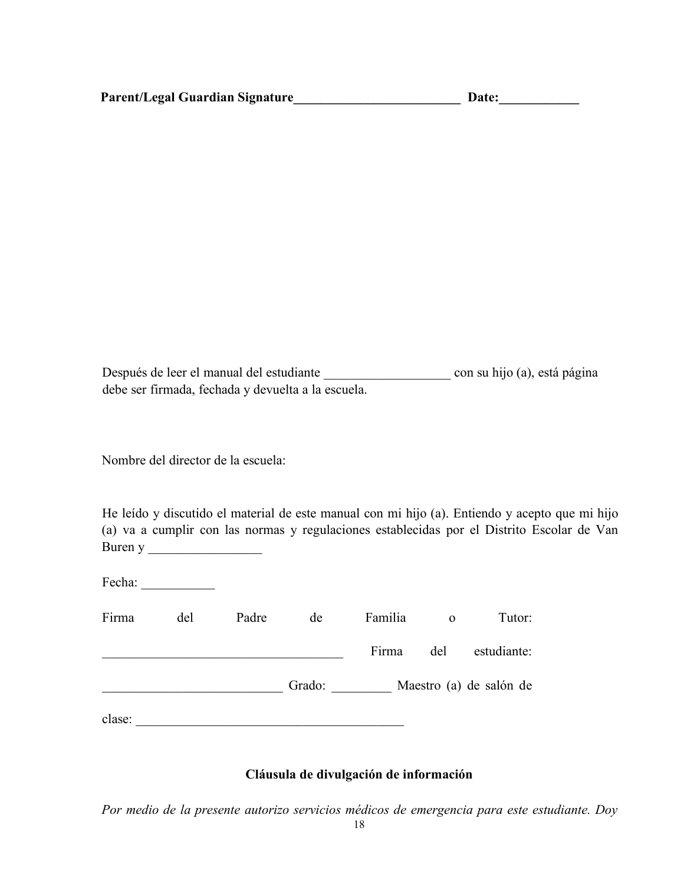**Parent/Legal Guardian Signature_________________________ Date:____________**

Después de leer el manual del estudiante ___________________ con su hijo (a), está página debe ser firmada, fechada y devuelta a la escuela.

Nombre del director de la escuela:

He leído y discutido el material de este manual con mi hijo (a). Entiendo y acepto que mi hijo (a) va a cumplir con las normas y regulaciones establecidas por el Distrito Escolar de Van Buren y _________________

Fecha: ___________

Firma del Padre de Familia o Tutor: ____________________________________ Firma del estudiante: ___________________________ Grado: _________ Maestro (a) de salón de clase: ________________________________________

**Cláusula de divulgación de información**

*Por medio de la presente autorizo servicios médicos de emergencia para este estudiante. Doy*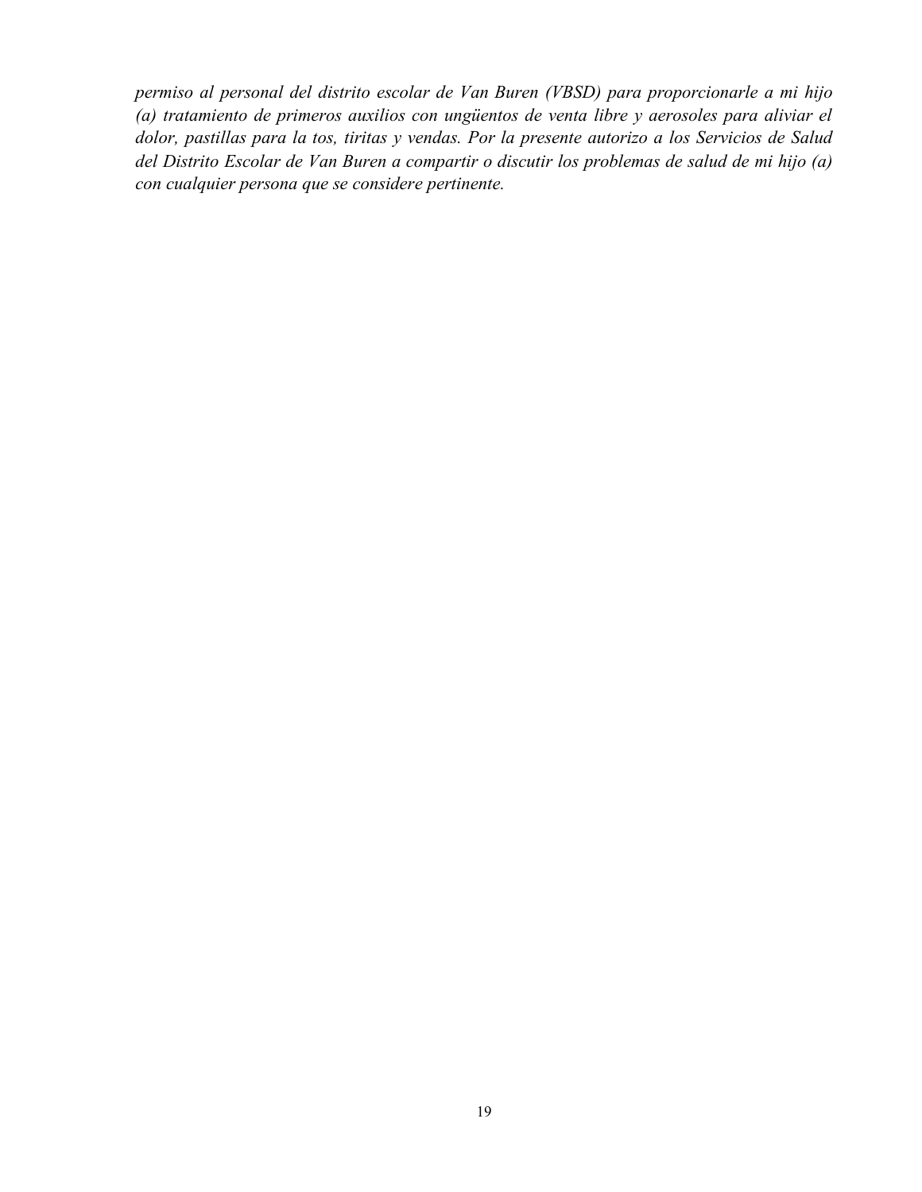*permiso al personal del distrito escolar de Van Buren (VBSD) para proporcionarle a mi hijo (a) tratamiento de primeros auxilios con ungüentos de venta libre y aerosoles para aliviar el dolor, pastillas para la tos, tiritas y vendas. Por la presente autorizo a los Servicios de Salud del Distrito Escolar de Van Buren a compartir o discutir los problemas de salud de mi hijo (a) con cualquier persona que se considere pertinente.*